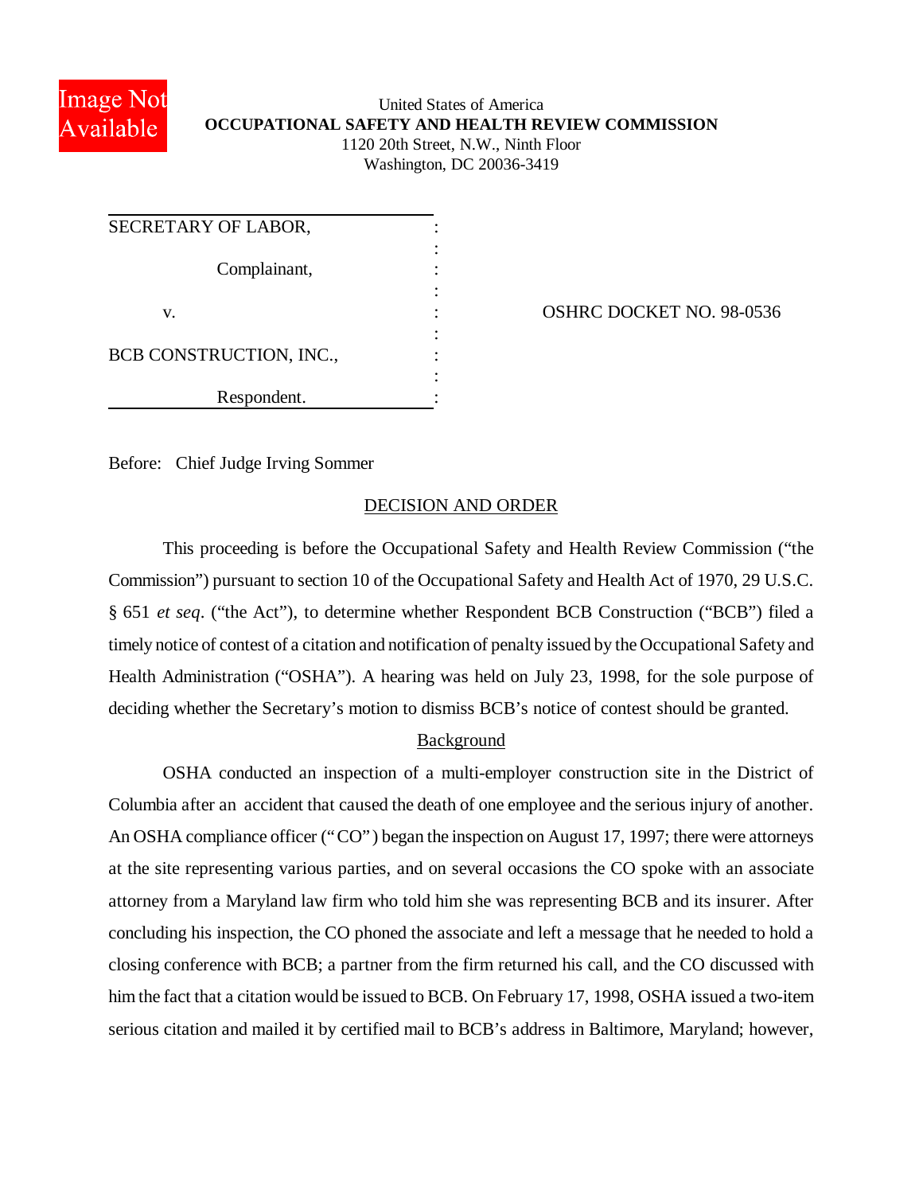United States of America
**OCCUPATIONAL SAFETY AND HEALTH REVIEW COMMISSION**
1120 20th Street, N.W., Ninth Floor
Washington, DC 20036-3419

| | |
|---|---|
| SECRETARY OF LABOR,<br><br>Complainant,<br><br>v.<br><br>BCB CONSTRUCTION, INC.,<br><br>Respondent. | OSHRC DOCKET NO. 98-0536 |

Before: Chief Judge Irving Sommer

## DECISION AND ORDER

This proceeding is before the Occupational Safety and Health Review Commission ("the Commission") pursuant to section 10 of the Occupational Safety and Health Act of 1970, 29 U.S.C. § 651 *et seq*. ("the Act"), to determine whether Respondent BCB Construction ("BCB") filed a timely notice of contest of a citation and notification of penalty issued by the Occupational Safety and Health Administration ("OSHA"). A hearing was held on July 23, 1998, for the sole purpose of deciding whether the Secretary's motion to dismiss BCB's notice of contest should be granted.

### Background

OSHA conducted an inspection of a multi-employer construction site in the District of Columbia after an accident that caused the death of one employee and the serious injury of another. An OSHA compliance officer ("CO") began the inspection on August 17, 1997; there were attorneys at the site representing various parties, and on several occasions the CO spoke with an associate attorney from a Maryland law firm who told him she was representing BCB and its insurer. After concluding his inspection, the CO phoned the associate and left a message that he needed to hold a closing conference with BCB; a partner from the firm returned his call, and the CO discussed with him the fact that a citation would be issued to BCB. On February 17, 1998, OSHA issued a two-item serious citation and mailed it by certified mail to BCB's address in Baltimore, Maryland; however,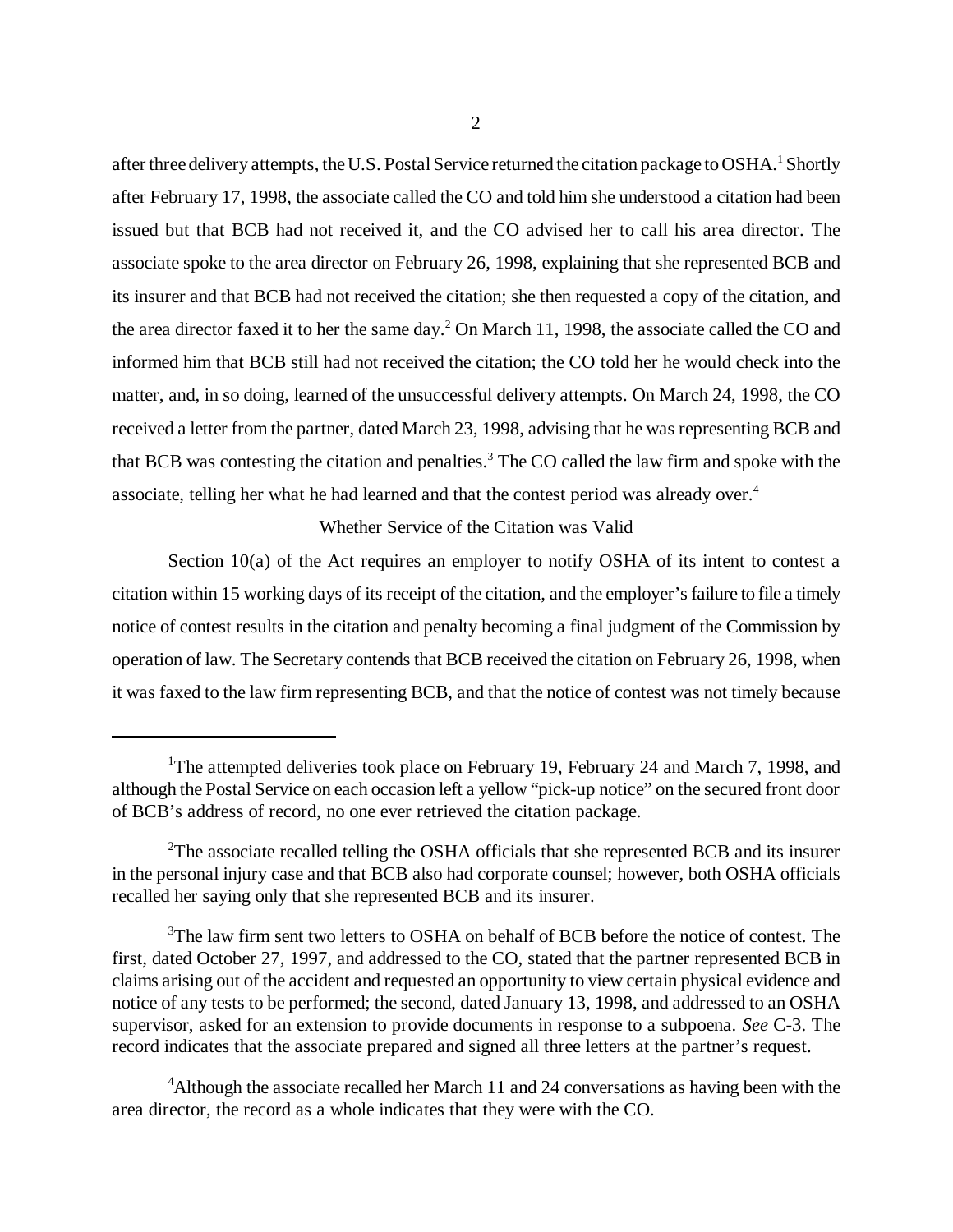after three delivery attempts, the U.S. Postal Service returned the citation package to OSHA.[1] Shortly after February 17, 1998, the associate called the CO and told him she understood a citation had been issued but that BCB had not received it, and the CO advised her to call his area director. The associate spoke to the area director on February 26, 1998, explaining that she represented BCB and its insurer and that BCB had not received the citation; she then requested a copy of the citation, and the area director faxed it to her the same day.[2] On March 11, 1998, the associate called the CO and informed him that BCB still had not received the citation; the CO told her he would check into the matter, and, in so doing, learned of the unsuccessful delivery attempts. On March 24, 1998, the CO received a letter from the partner, dated March 23, 1998, advising that he was representing BCB and that BCB was contesting the citation and penalties.[3] The CO called the law firm and spoke with the associate, telling her what he had learned and that the contest period was already over.[4]

<u>Whether Service of the Citation was Valid</u>

Section 10(a) of the Act requires an employer to notify OSHA of its intent to contest a citation within 15 working days of its receipt of the citation, and the employer's failure to file a timely notice of contest results in the citation and penalty becoming a final judgment of the Commission by operation of law. The Secretary contends that BCB received the citation on February 26, 1998, when it was faxed to the law firm representing BCB, and that the notice of contest was not timely because

---

[1]The attempted deliveries took place on February 19, February 24 and March 7, 1998, and although the Postal Service on each occasion left a yellow "pick-up notice" on the secured front door of BCB's address of record, no one ever retrieved the citation package.

[2]The associate recalled telling the OSHA officials that she represented BCB and its insurer in the personal injury case and that BCB also had corporate counsel; however, both OSHA officials recalled her saying only that she represented BCB and its insurer.

[3]The law firm sent two letters to OSHA on behalf of BCB before the notice of contest. The first, dated October 27, 1997, and addressed to the CO, stated that the partner represented BCB in claims arising out of the accident and requested an opportunity to view certain physical evidence and notice of any tests to be performed; the second, dated January 13, 1998, and addressed to an OSHA supervisor, asked for an extension to provide documents in response to a subpoena. *See* C-3. The record indicates that the associate prepared and signed all three letters at the partner's request.

[4]Although the associate recalled her March 11 and 24 conversations as having been with the area director, the record as a whole indicates that they were with the CO.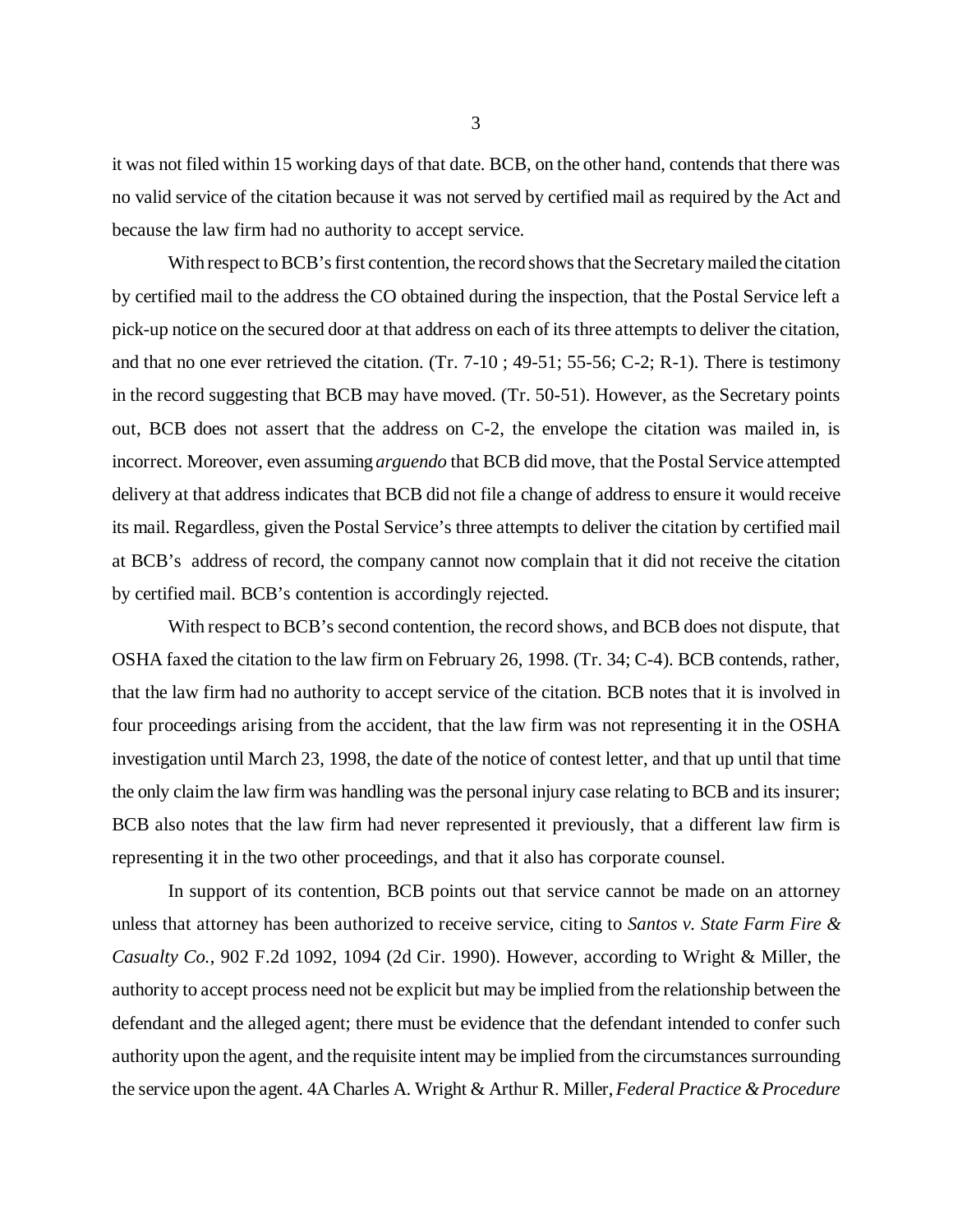it was not filed within 15 working days of that date. BCB, on the other hand, contends that there was no valid service of the citation because it was not served by certified mail as required by the Act and because the law firm had no authority to accept service.

With respect to BCB's first contention, the record shows that the Secretary mailed the citation by certified mail to the address the CO obtained during the inspection, that the Postal Service left a pick-up notice on the secured door at that address on each of its three attempts to deliver the citation, and that no one ever retrieved the citation. (Tr. 7-10 ; 49-51; 55-56; C-2; R-1). There is testimony in the record suggesting that BCB may have moved. (Tr. 50-51). However, as the Secretary points out, BCB does not assert that the address on C-2, the envelope the citation was mailed in, is incorrect. Moreover, even assuming *arguendo* that BCB did move, that the Postal Service attempted delivery at that address indicates that BCB did not file a change of address to ensure it would receive its mail. Regardless, given the Postal Service's three attempts to deliver the citation by certified mail at BCB's address of record, the company cannot now complain that it did not receive the citation by certified mail. BCB's contention is accordingly rejected.

With respect to BCB's second contention, the record shows, and BCB does not dispute, that OSHA faxed the citation to the law firm on February 26, 1998. (Tr. 34; C-4). BCB contends, rather, that the law firm had no authority to accept service of the citation. BCB notes that it is involved in four proceedings arising from the accident, that the law firm was not representing it in the OSHA investigation until March 23, 1998, the date of the notice of contest letter, and that up until that time the only claim the law firm was handling was the personal injury case relating to BCB and its insurer; BCB also notes that the law firm had never represented it previously, that a different law firm is representing it in the two other proceedings, and that it also has corporate counsel.

In support of its contention, BCB points out that service cannot be made on an attorney unless that attorney has been authorized to receive service, citing to *Santos v. State Farm Fire & Casualty Co.*, 902 F.2d 1092, 1094 (2d Cir. 1990). However, according to Wright & Miller, the authority to accept process need not be explicit but may be implied from the relationship between the defendant and the alleged agent; there must be evidence that the defendant intended to confer such authority upon the agent, and the requisite intent may be implied from the circumstances surrounding the service upon the agent. 4A Charles A. Wright & Arthur R. Miller, *Federal Practice & Procedure*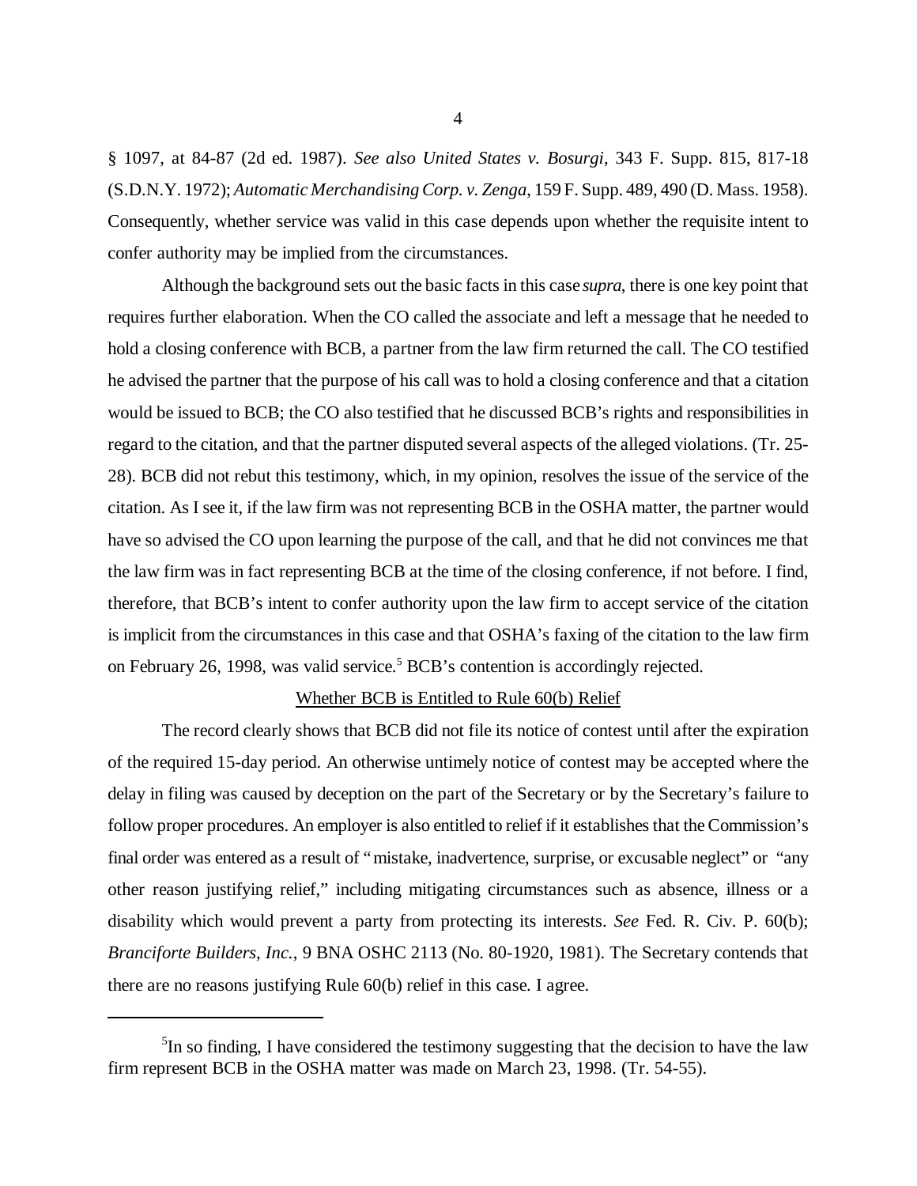§ 1097, at 84-87 (2d ed. 1987). *See also United States v. Bosurgi*, 343 F. Supp. 815, 817-18 (S.D.N.Y. 1972); *Automatic Merchandising Corp. v. Zenga*, 159 F. Supp. 489, 490 (D. Mass. 1958). Consequently, whether service was valid in this case depends upon whether the requisite intent to confer authority may be implied from the circumstances.

Although the background sets out the basic facts in this case *supra*, there is one key point that requires further elaboration. When the CO called the associate and left a message that he needed to hold a closing conference with BCB, a partner from the law firm returned the call. The CO testified he advised the partner that the purpose of his call was to hold a closing conference and that a citation would be issued to BCB; the CO also testified that he discussed BCB's rights and responsibilities in regard to the citation, and that the partner disputed several aspects of the alleged violations. (Tr. 25-28). BCB did not rebut this testimony, which, in my opinion, resolves the issue of the service of the citation. As I see it, if the law firm was not representing BCB in the OSHA matter, the partner would have so advised the CO upon learning the purpose of the call, and that he did not convinces me that the law firm was in fact representing BCB at the time of the closing conference, if not before. I find, therefore, that BCB's intent to confer authority upon the law firm to accept service of the citation is implicit from the circumstances in this case and that OSHA's faxing of the citation to the law firm on February 26, 1998, was valid service.[5] BCB's contention is accordingly rejected.

## Whether BCB is Entitled to Rule 60(b) Relief

The record clearly shows that BCB did not file its notice of contest until after the expiration of the required 15-day period. An otherwise untimely notice of contest may be accepted where the delay in filing was caused by deception on the part of the Secretary or by the Secretary's failure to follow proper procedures. An employer is also entitled to relief if it establishes that the Commission's final order was entered as a result of "mistake, inadvertence, surprise, or excusable neglect" or "any other reason justifying relief," including mitigating circumstances such as absence, illness or a disability which would prevent a party from protecting its interests. *See* Fed. R. Civ. P. 60(b); *Branciforte Builders, Inc.*, 9 BNA OSHC 2113 (No. 80-1920, 1981). The Secretary contends that there are no reasons justifying Rule 60(b) relief in this case. I agree.

---

[5] In so finding, I have considered the testimony suggesting that the decision to have the law firm represent BCB in the OSHA matter was made on March 23, 1998. (Tr. 54-55).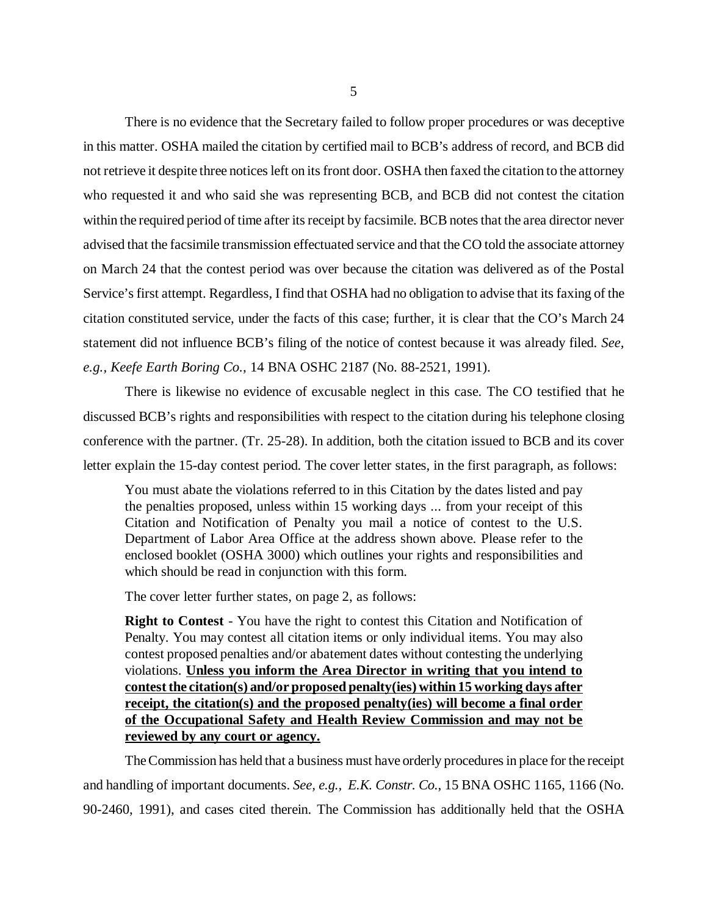There is no evidence that the Secretary failed to follow proper procedures or was deceptive in this matter. OSHA mailed the citation by certified mail to BCB's address of record, and BCB did not retrieve it despite three notices left on its front door. OSHA then faxed the citation to the attorney who requested it and who said she was representing BCB, and BCB did not contest the citation within the required period of time after its receipt by facsimile. BCB notes that the area director never advised that the facsimile transmission effectuated service and that the CO told the associate attorney on March 24 that the contest period was over because the citation was delivered as of the Postal Service's first attempt. Regardless, I find that OSHA had no obligation to advise that its faxing of the citation constituted service, under the facts of this case; further, it is clear that the CO's March 24 statement did not influence BCB's filing of the notice of contest because it was already filed. *See, e.g., Keefe Earth Boring Co.*, 14 BNA OSHC 2187 (No. 88-2521, 1991).

There is likewise no evidence of excusable neglect in this case. The CO testified that he discussed BCB's rights and responsibilities with respect to the citation during his telephone closing conference with the partner. (Tr. 25-28). In addition, both the citation issued to BCB and its cover letter explain the 15-day contest period. The cover letter states, in the first paragraph, as follows:

> You must abate the violations referred to in this Citation by the dates listed and pay the penalties proposed, unless within 15 working days ... from your receipt of this Citation and Notification of Penalty you mail a notice of contest to the U.S. Department of Labor Area Office at the address shown above. Please refer to the enclosed booklet (OSHA 3000) which outlines your rights and responsibilities and which should be read in conjunction with this form.
>
> The cover letter further states, on page 2, as follows:
>
> **Right to Contest** - You have the right to contest this Citation and Notification of Penalty. You may contest all citation items or only individual items. You may also contest proposed penalties and/or abatement dates without contesting the underlying violations. **<u>Unless you inform the Area Director in writing that you intend to contest the citation(s) and/or proposed penalty(ies) within 15 working days after receipt, the citation(s) and the proposed penalty(ies) will become a final order of the Occupational Safety and Health Review Commission and may not be reviewed by any court or agency.</u>**

The Commission has held that a business must have orderly procedures in place for the receipt and handling of important documents. *See, e.g., E.K. Constr. Co.*, 15 BNA OSHC 1165, 1166 (No. 90-2460, 1991), and cases cited therein. The Commission has additionally held that the OSHA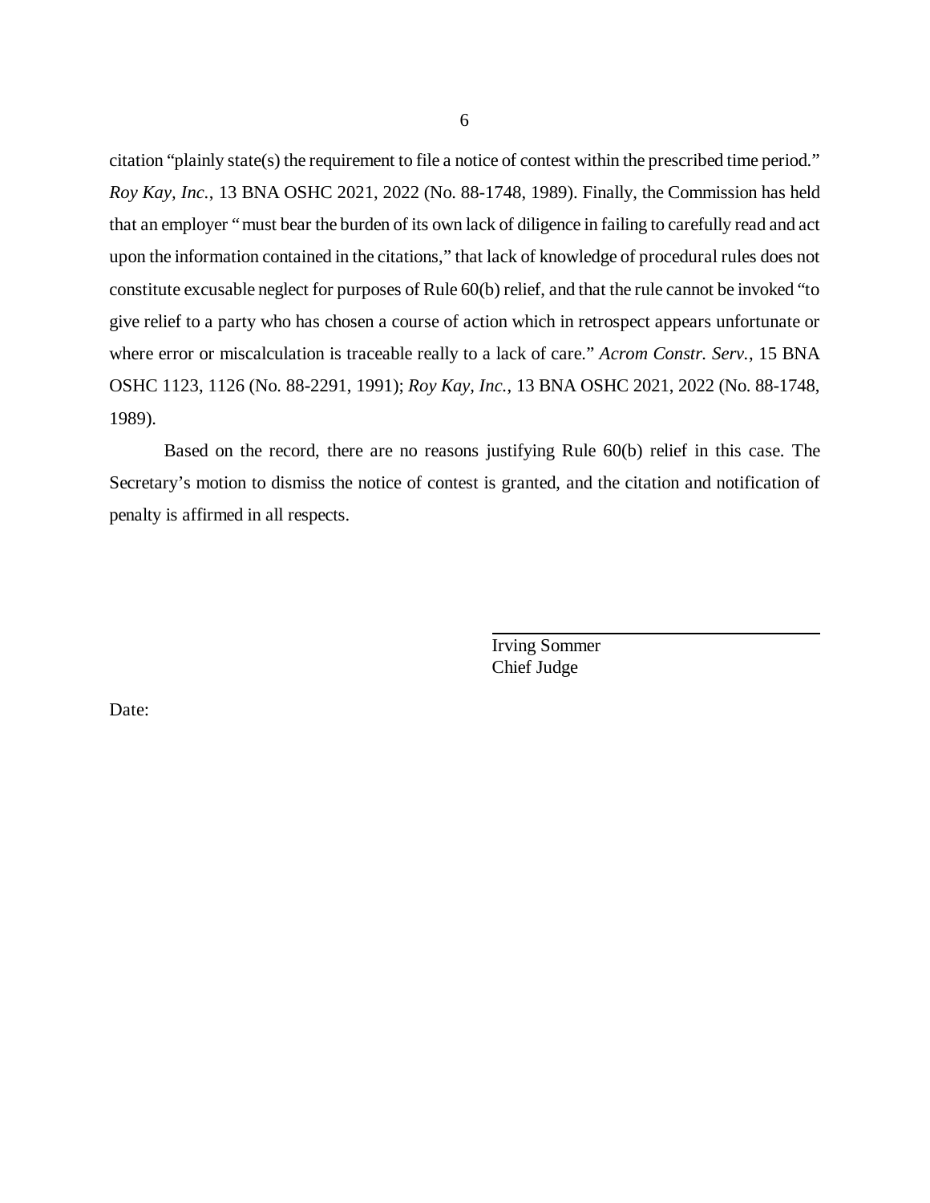citation "plainly state(s) the requirement to file a notice of contest within the prescribed time period." *Roy Kay, Inc.*, 13 BNA OSHC 2021, 2022 (No. 88-1748, 1989). Finally, the Commission has held that an employer " must bear the burden of its own lack of diligence in failing to carefully read and act upon the information contained in the citations," that lack of knowledge of procedural rules does not constitute excusable neglect for purposes of Rule 60(b) relief, and that the rule cannot be invoked "to give relief to a party who has chosen a course of action which in retrospect appears unfortunate or where error or miscalculation is traceable really to a lack of care." *Acrom Constr. Serv.*, 15 BNA OSHC 1123, 1126 (No. 88-2291, 1991); *Roy Kay, Inc.*, 13 BNA OSHC 2021, 2022 (No. 88-1748, 1989).

Based on the record, there are no reasons justifying Rule 60(b) relief in this case. The Secretary's motion to dismiss the notice of contest is granted, and the citation and notification of penalty is affirmed in all respects.

Irving Sommer
Chief Judge

Date: